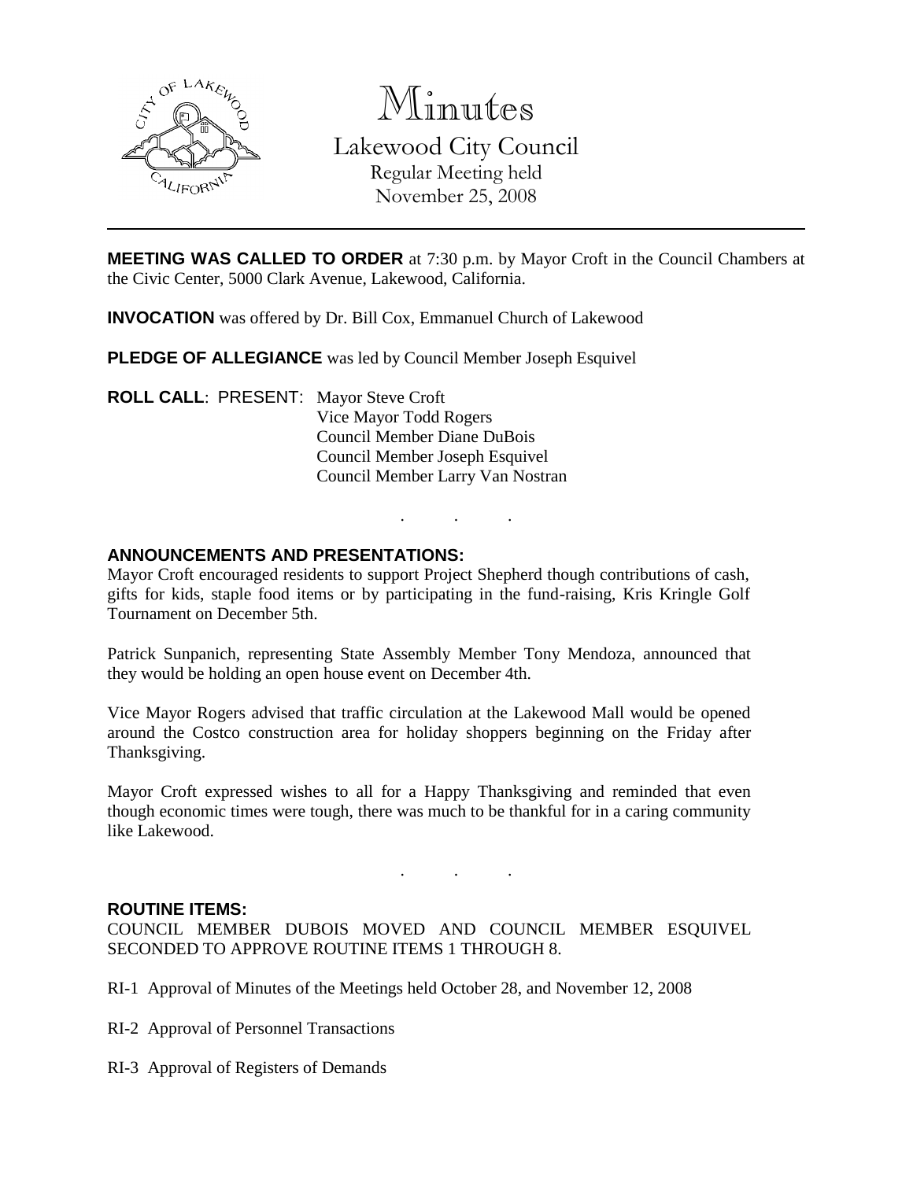# Minutes

Lakewood City Council
Regular Meeting held
November 25, 2008

---

**MEETING WAS CALLED TO ORDER** at 7:30 p.m. by Mayor Croft in the Council Chambers at the Civic Center, 5000 Clark Avenue, Lakewood, California.

**INVOCATION** was offered by Dr. Bill Cox, Emmanuel Church of Lakewood

**PLEDGE OF ALLEGIANCE** was led by Council Member Joseph Esquivel

**ROLL CALL**: PRESENT: Mayor Steve Croft
Vice Mayor Todd Rogers
Council Member Diane DuBois
Council Member Joseph Esquivel
Council Member Larry Van Nostran

. . .

**ANNOUNCEMENTS AND PRESENTATIONS:**

Mayor Croft encouraged residents to support Project Shepherd though contributions of cash, gifts for kids, staple food items or by participating in the fund-raising, Kris Kringle Golf Tournament on December 5th.

Patrick Sunpanich, representing State Assembly Member Tony Mendoza, announced that they would be holding an open house event on December 4th.

Vice Mayor Rogers advised that traffic circulation at the Lakewood Mall would be opened around the Costco construction area for holiday shoppers beginning on the Friday after Thanksgiving.

Mayor Croft expressed wishes to all for a Happy Thanksgiving and reminded that even though economic times were tough, there was much to be thankful for in a caring community like Lakewood.

. . .

**ROUTINE ITEMS:**

COUNCIL MEMBER DUBOIS MOVED AND COUNCIL MEMBER ESQUIVEL SECONDED TO APPROVE ROUTINE ITEMS 1 THROUGH 8.

RI-1 Approval of Minutes of the Meetings held October 28, and November 12, 2008

RI-2 Approval of Personnel Transactions

RI-3 Approval of Registers of Demands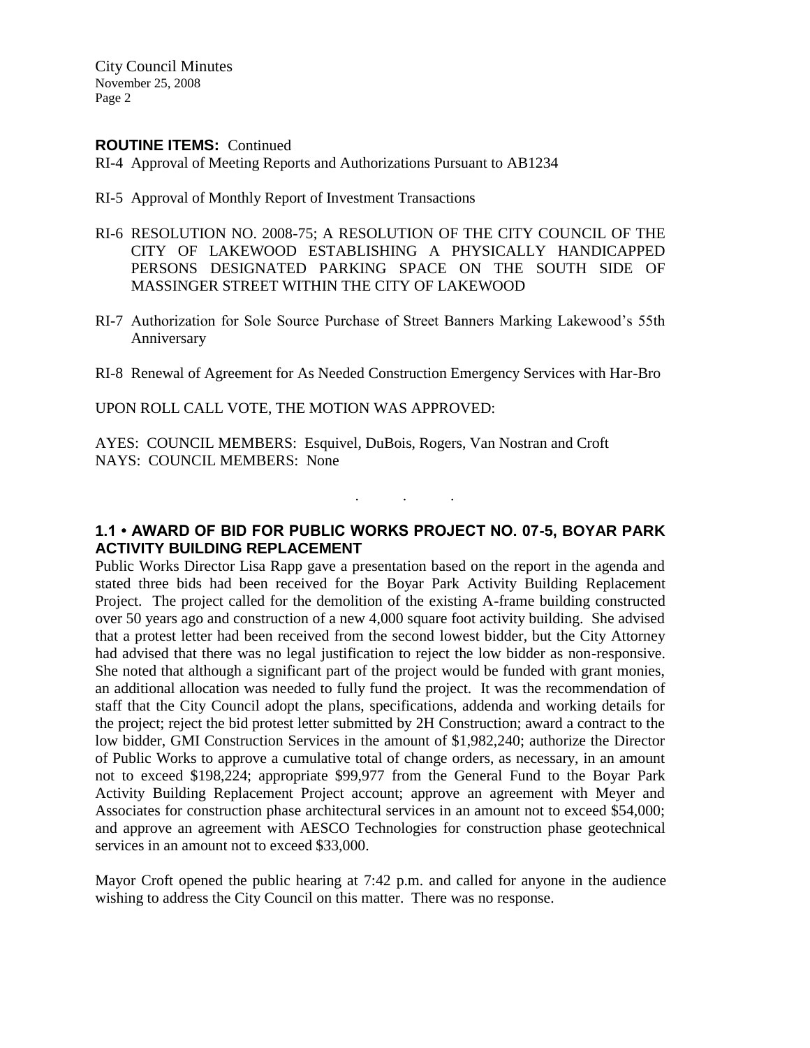**ROUTINE ITEMS:** Continued

RI-4 Approval of Meeting Reports and Authorizations Pursuant to AB1234

RI-5 Approval of Monthly Report of Investment Transactions

RI-6 RESOLUTION NO. 2008-75; A RESOLUTION OF THE CITY COUNCIL OF THE CITY OF LAKEWOOD ESTABLISHING A PHYSICALLY HANDICAPPED PERSONS DESIGNATED PARKING SPACE ON THE SOUTH SIDE OF MASSINGER STREET WITHIN THE CITY OF LAKEWOOD

RI-7 Authorization for Sole Source Purchase of Street Banners Marking Lakewood's 55th Anniversary

RI-8 Renewal of Agreement for As Needed Construction Emergency Services with Har-Bro

UPON ROLL CALL VOTE, THE MOTION WAS APPROVED:

AYES: COUNCIL MEMBERS: Esquivel, DuBois, Rogers, Van Nostran and Croft
NAYS: COUNCIL MEMBERS: None

. . .

## 1.1 • AWARD OF BID FOR PUBLIC WORKS PROJECT NO. 07-5, BOYAR PARK ACTIVITY BUILDING REPLACEMENT

Public Works Director Lisa Rapp gave a presentation based on the report in the agenda and stated three bids had been received for the Boyar Park Activity Building Replacement Project. The project called for the demolition of the existing A-frame building constructed over 50 years ago and construction of a new 4,000 square foot activity building. She advised that a protest letter had been received from the second lowest bidder, but the City Attorney had advised that there was no legal justification to reject the low bidder as non-responsive. She noted that although a significant part of the project would be funded with grant monies, an additional allocation was needed to fully fund the project. It was the recommendation of staff that the City Council adopt the plans, specifications, addenda and working details for the project; reject the bid protest letter submitted by 2H Construction; award a contract to the low bidder, GMI Construction Services in the amount of $1,982,240; authorize the Director of Public Works to approve a cumulative total of change orders, as necessary, in an amount not to exceed $198,224; appropriate $99,977 from the General Fund to the Boyar Park Activity Building Replacement Project account; approve an agreement with Meyer and Associates for construction phase architectural services in an amount not to exceed $54,000; and approve an agreement with AESCO Technologies for construction phase geotechnical services in an amount not to exceed $33,000.

Mayor Croft opened the public hearing at 7:42 p.m. and called for anyone in the audience wishing to address the City Council on this matter. There was no response.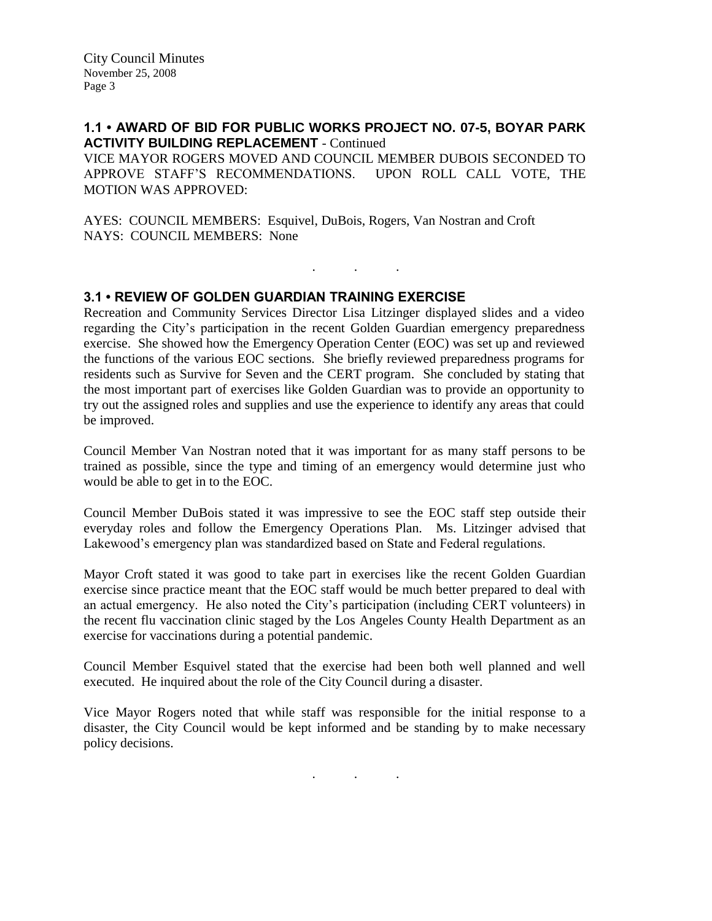## 1.1 • AWARD OF BID FOR PUBLIC WORKS PROJECT NO. 07-5, BOYAR PARK ACTIVITY BUILDING REPLACEMENT - Continued

VICE MAYOR ROGERS MOVED AND COUNCIL MEMBER DUBOIS SECONDED TO APPROVE STAFF'S RECOMMENDATIONS. UPON ROLL CALL VOTE, THE MOTION WAS APPROVED:

AYES: COUNCIL MEMBERS: Esquivel, DuBois, Rogers, Van Nostran and Croft
NAYS: COUNCIL MEMBERS: None

. . .

## 3.1 • REVIEW OF GOLDEN GUARDIAN TRAINING EXERCISE

Recreation and Community Services Director Lisa Litzinger displayed slides and a video regarding the City's participation in the recent Golden Guardian emergency preparedness exercise. She showed how the Emergency Operation Center (EOC) was set up and reviewed the functions of the various EOC sections. She briefly reviewed preparedness programs for residents such as Survive for Seven and the CERT program. She concluded by stating that the most important part of exercises like Golden Guardian was to provide an opportunity to try out the assigned roles and supplies and use the experience to identify any areas that could be improved.

Council Member Van Nostran noted that it was important for as many staff persons to be trained as possible, since the type and timing of an emergency would determine just who would be able to get in to the EOC.

Council Member DuBois stated it was impressive to see the EOC staff step outside their everyday roles and follow the Emergency Operations Plan. Ms. Litzinger advised that Lakewood's emergency plan was standardized based on State and Federal regulations.

Mayor Croft stated it was good to take part in exercises like the recent Golden Guardian exercise since practice meant that the EOC staff would be much better prepared to deal with an actual emergency. He also noted the City's participation (including CERT volunteers) in the recent flu vaccination clinic staged by the Los Angeles County Health Department as an exercise for vaccinations during a potential pandemic.

Council Member Esquivel stated that the exercise had been both well planned and well executed. He inquired about the role of the City Council during a disaster.

Vice Mayor Rogers noted that while staff was responsible for the initial response to a disaster, the City Council would be kept informed and be standing by to make necessary policy decisions.

. . .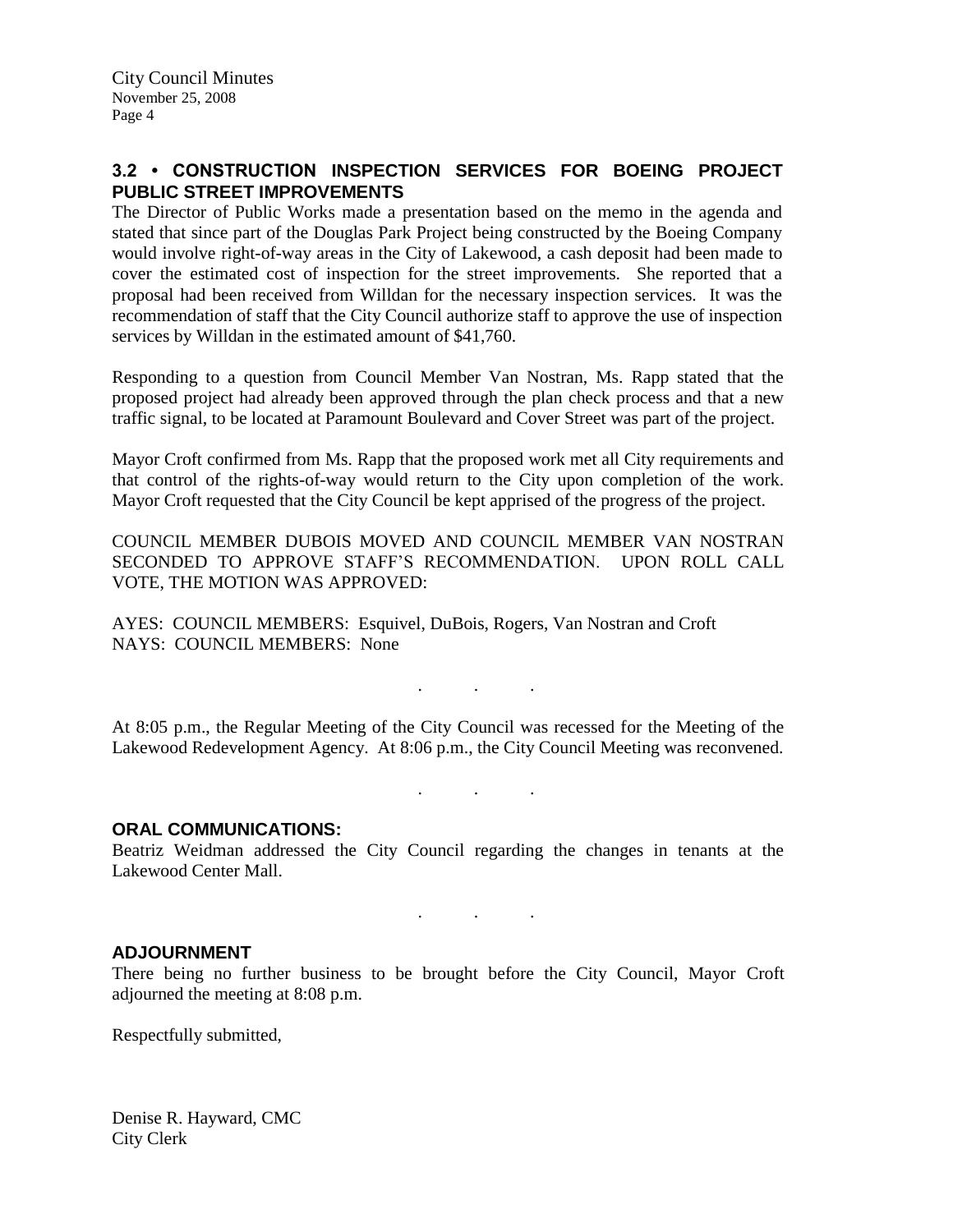## 3.2 • CONSTRUCTION INSPECTION SERVICES FOR BOEING PROJECT PUBLIC STREET IMPROVEMENTS

The Director of Public Works made a presentation based on the memo in the agenda and stated that since part of the Douglas Park Project being constructed by the Boeing Company would involve right-of-way areas in the City of Lakewood, a cash deposit had been made to cover the estimated cost of inspection for the street improvements. She reported that a proposal had been received from Willdan for the necessary inspection services. It was the recommendation of staff that the City Council authorize staff to approve the use of inspection services by Willdan in the estimated amount of $41,760.

Responding to a question from Council Member Van Nostran, Ms. Rapp stated that the proposed project had already been approved through the plan check process and that a new traffic signal, to be located at Paramount Boulevard and Cover Street was part of the project.

Mayor Croft confirmed from Ms. Rapp that the proposed work met all City requirements and that control of the rights-of-way would return to the City upon completion of the work. Mayor Croft requested that the City Council be kept apprised of the progress of the project.

COUNCIL MEMBER DUBOIS MOVED AND COUNCIL MEMBER VAN NOSTRAN SECONDED TO APPROVE STAFF'S RECOMMENDATION. UPON ROLL CALL VOTE, THE MOTION WAS APPROVED:

AYES: COUNCIL MEMBERS: Esquivel, DuBois, Rogers, Van Nostran and Croft
NAYS: COUNCIL MEMBERS: None

. . .

At 8:05 p.m., the Regular Meeting of the City Council was recessed for the Meeting of the Lakewood Redevelopment Agency. At 8:06 p.m., the City Council Meeting was reconvened.

. . .

### ORAL COMMUNICATIONS:

Beatriz Weidman addressed the City Council regarding the changes in tenants at the Lakewood Center Mall.

. . .

### ADJOURNMENT

There being no further business to be brought before the City Council, Mayor Croft adjourned the meeting at 8:08 p.m.

Respectfully submitted,

Denise R. Hayward, CMC
City Clerk